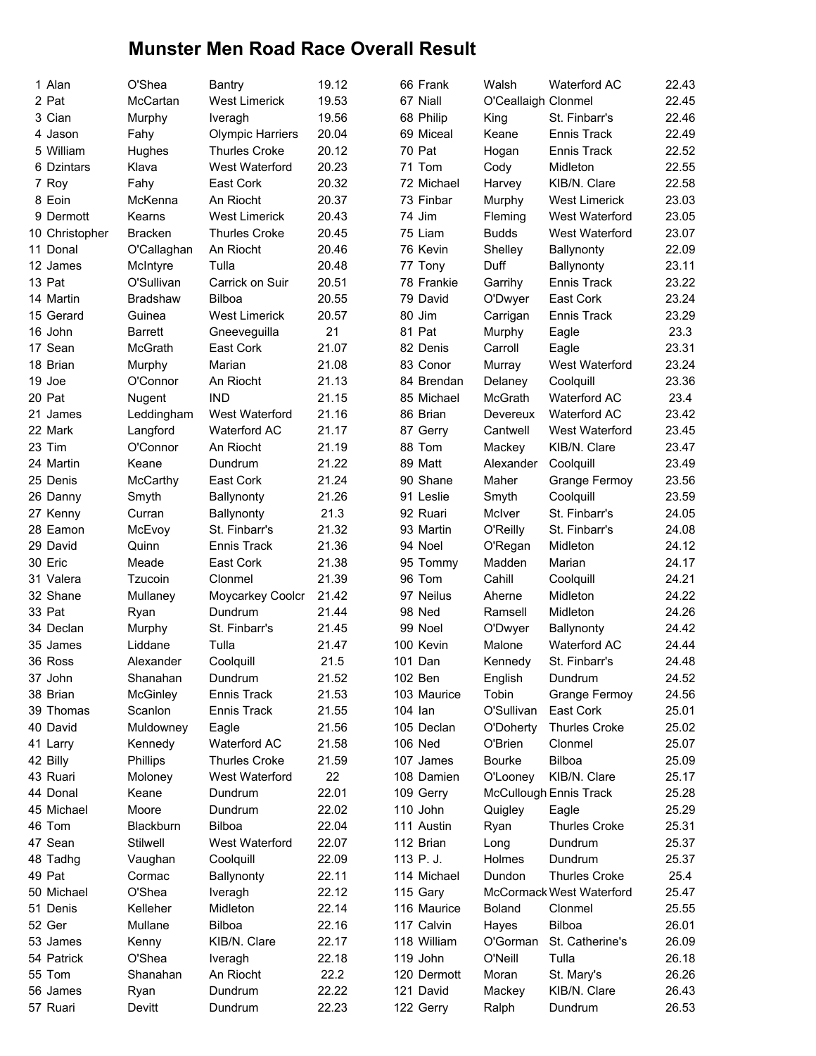# Munster Men Road Race Overall Result

| Pos | First Name | Surname | Club | Time |
|---|---|---|---|---|
| 1 | Alan | O'Shea | Bantry | 19.12 |
| 2 | Pat | McCartan | West Limerick | 19.53 |
| 3 | Cian | Murphy | Iveragh | 19.56 |
| 4 | Jason | Fahy | Olympic Harriers | 20.04 |
| 5 | William | Hughes | Thurles Croke | 20.12 |
| 6 | Dzintars | Klava | West Waterford | 20.23 |
| 7 | Roy | Fahy | East Cork | 20.32 |
| 8 | Eoin | McKenna | An Riocht | 20.37 |
| 9 | Dermott | Kearns | West Limerick | 20.43 |
| 10 | Christopher | Bracken | Thurles Croke | 20.45 |
| 11 | Donal | O'Callaghan | An Riocht | 20.46 |
| 12 | James | McIntyre | Tulla | 20.48 |
| 13 | Pat | O'Sullivan | Carrick on Suir | 20.51 |
| 14 | Martin | Bradshaw | Bilboa | 20.55 |
| 15 | Gerard | Guinea | West Limerick | 20.57 |
| 16 | John | Barrett | Gneeveguilla | 21 |
| 17 | Sean | McGrath | East Cork | 21.07 |
| 18 | Brian | Murphy | Marian | 21.08 |
| 19 | Joe | O'Connor | An Riocht | 21.13 |
| 20 | Pat | Nugent | IND | 21.15 |
| 21 | James | Leddingham | West Waterford | 21.16 |
| 22 | Mark | Langford | Waterford AC | 21.17 |
| 23 | Tim | O'Connor | An Riocht | 21.19 |
| 24 | Martin | Keane | Dundrum | 21.22 |
| 25 | Denis | McCarthy | East Cork | 21.24 |
| 26 | Danny | Smyth | Ballynonty | 21.26 |
| 27 | Kenny | Curran | Ballynonty | 21.3 |
| 28 | Eamon | McEvoy | St. Finbarr's | 21.32 |
| 29 | David | Quinn | Ennis Track | 21.36 |
| 30 | Eric | Meade | East Cork | 21.38 |
| 31 | Valera | Tzucoin | Clonmel | 21.39 |
| 32 | Shane | Mullaney | Moycarkey Coolcr | 21.42 |
| 33 | Pat | Ryan | Dundrum | 21.44 |
| 34 | Declan | Murphy | St. Finbarr's | 21.45 |
| 35 | James | Liddane | Tulla | 21.47 |
| 36 | Ross | Alexander | Coolquill | 21.5 |
| 37 | John | Shanahan | Dundrum | 21.52 |
| 38 | Brian | McGinley | Ennis Track | 21.53 |
| 39 | Thomas | Scanlon | Ennis Track | 21.55 |
| 40 | David | Muldowney | Eagle | 21.56 |
| 41 | Larry | Kennedy | Waterford AC | 21.58 |
| 42 | Billy | Phillips | Thurles Croke | 21.59 |
| 43 | Ruari | Moloney | West Waterford | 22 |
| 44 | Donal | Keane | Dundrum | 22.01 |
| 45 | Michael | Moore | Dundrum | 22.02 |
| 46 | Tom | Blackburn | Bilboa | 22.04 |
| 47 | Sean | Stilwell | West Waterford | 22.07 |
| 48 | Tadhg | Vaughan | Coolquill | 22.09 |
| 49 | Pat | Cormac | Ballynonty | 22.11 |
| 50 | Michael | O'Shea | Iveragh | 22.12 |
| 51 | Denis | Kelleher | Midleton | 22.14 |
| 52 | Ger | Mullane | Bilboa | 22.16 |
| 53 | James | Kenny | KIB/N. Clare | 22.17 |
| 54 | Patrick | O'Shea | Iveragh | 22.18 |
| 55 | Tom | Shanahan | An Riocht | 22.2 |
| 56 | James | Ryan | Dundrum | 22.22 |
| 57 | Ruari | Devitt | Dundrum | 22.23 |
| 66 | Frank | Walsh | Waterford AC | 22.43 |
| 67 | Niall | O'Ceallaigh | Clonmel | 22.45 |
| 68 | Philip | King | St. Finbarr's | 22.46 |
| 69 | Miceal | Keane | Ennis Track | 22.49 |
| 70 | Pat | Hogan | Ennis Track | 22.52 |
| 71 | Tom | Cody | Midleton | 22.55 |
| 72 | Michael | Harvey | KIB/N. Clare | 22.58 |
| 73 | Finbar | Murphy | West Limerick | 23.03 |
| 74 | Jim | Fleming | West Waterford | 23.05 |
| 75 | Liam | Budds | West Waterford | 23.07 |
| 76 | Kevin | Shelley | Ballynonty | 22.09 |
| 77 | Tony | Duff | Ballynonty | 23.11 |
| 78 | Frankie | Garrihy | Ennis Track | 23.22 |
| 79 | David | O'Dwyer | East Cork | 23.24 |
| 80 | Jim | Carrigan | Ennis Track | 23.29 |
| 81 | Pat | Murphy | Eagle | 23.3 |
| 82 | Denis | Carroll | Eagle | 23.31 |
| 83 | Conor | Murray | West Waterford | 23.24 |
| 84 | Brendan | Delaney | Coolquill | 23.36 |
| 85 | Michael | McGrath | Waterford AC | 23.4 |
| 86 | Brian | Devereux | Waterford AC | 23.42 |
| 87 | Gerry | Cantwell | West Waterford | 23.45 |
| 88 | Tom | Mackey | KIB/N. Clare | 23.47 |
| 89 | Matt | Alexander | Coolquill | 23.49 |
| 90 | Shane | Maher | Grange Fermoy | 23.56 |
| 91 | Leslie | Smyth | Coolquill | 23.59 |
| 92 | Ruari | McIver | St. Finbarr's | 24.05 |
| 93 | Martin | O'Reilly | St. Finbarr's | 24.08 |
| 94 | Noel | O'Regan | Midleton | 24.12 |
| 95 | Tommy | Madden | Marian | 24.17 |
| 96 | Tom | Cahill | Coolquill | 24.21 |
| 97 | Neilus | Aherne | Midleton | 24.22 |
| 98 | Ned | Ramsell | Midleton | 24.26 |
| 99 | Noel | O'Dwyer | Ballynonty | 24.42 |
| 100 | Kevin | Malone | Waterford AC | 24.44 |
| 101 | Dan | Kennedy | St. Finbarr's | 24.48 |
| 102 | Ben | English | Dundrum | 24.52 |
| 103 | Maurice | Tobin | Grange Fermoy | 24.56 |
| 104 | Ian | O'Sullivan | East Cork | 25.01 |
| 105 | Declan | O'Doherty | Thurles Croke | 25.02 |
| 106 | Ned | O'Brien | Clonmel | 25.07 |
| 107 | James | Bourke | Bilboa | 25.09 |
| 108 | Damien | O'Looney | KIB/N. Clare | 25.17 |
| 109 | Gerry | McCullough | Ennis Track | 25.28 |
| 110 | John | Quigley | Eagle | 25.29 |
| 111 | Austin | Ryan | Thurles Croke | 25.31 |
| 112 | Brian | Long | Dundrum | 25.37 |
| 113 | P. J. | Holmes | Dundrum | 25.37 |
| 114 | Michael | Dundon | Thurles Croke | 25.4 |
| 115 | Gary | McCormack | West Waterford | 25.47 |
| 116 | Maurice | Boland | Clonmel | 25.55 |
| 117 | Calvin | Hayes | Bilboa | 26.01 |
| 118 | William | O'Gorman | St. Catherine's | 26.09 |
| 119 | John | O'Neill | Tulla | 26.18 |
| 120 | Dermott | Moran | St. Mary's | 26.26 |
| 121 | David | Mackey | KIB/N. Clare | 26.43 |
| 122 | Gerry | Ralph | Dundrum | 26.53 |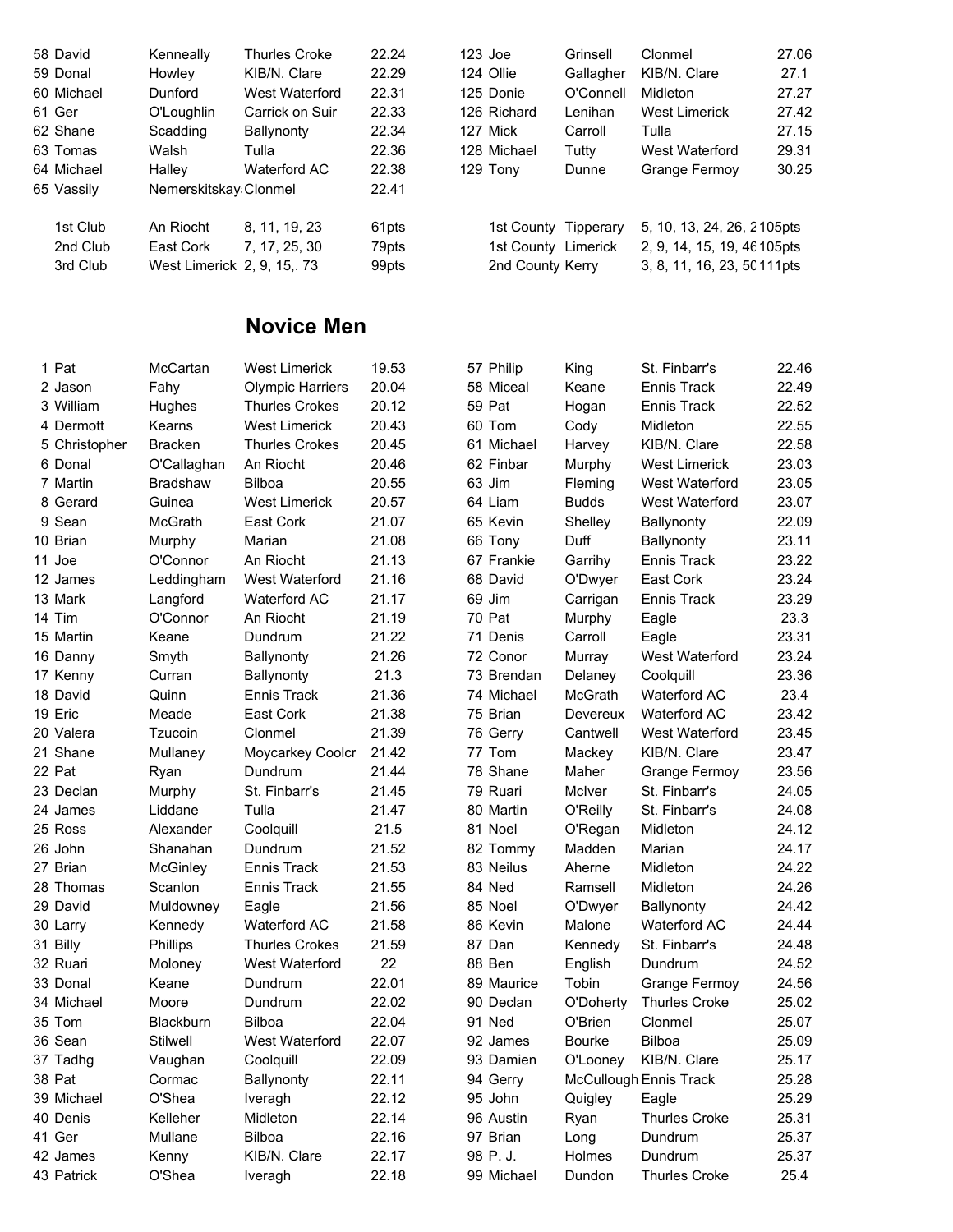| | | | |
|---|---|---|---|
| 58 David | Kenneally | Thurles Croke | 22.24 |
| 59 Donal | Howley | KIB/N. Clare | 22.29 |
| 60 Michael | Dunford | West Waterford | 22.31 |
| 61 Ger | O'Loughlin | Carrick on Suir | 22.33 |
| 62 Shane | Scadding | Ballynonty | 22.34 |
| 63 Tomas | Walsh | Tulla | 22.36 |
| 64 Michael | Halley | Waterford AC | 22.38 |
| 65 Vassily | Nemerskitskay | Clonmel | 22.41 |
| 123 Joe | Grinsell | Clonmel | 27.06 |
| 124 Ollie | Gallagher | KIB/N. Clare | 27.1 |
| 125 Donie | O'Connell | Midleton | 27.27 |
| 126 Richard | Lenihan | West Limerick | 27.42 |
| 127 Mick | Carroll | Tulla | 27.15 |
| 128 Michael | Tutty | West Waterford | 29.31 |
| 129 Tony | Dunne | Grange Fermoy | 30.25 |

| | | | |
|---|---|---|---|
| 1st Club | An Riocht | 8, 11, 19, 23 | 61pts |
| 2nd Club | East Cork | 7, 17, 25, 30 | 79pts |
| 3rd Club | West Limerick | 2, 9, 15,. 73 | 99pts |
| 1st County | Tipperary | 5, 10, 13, 24, 26, 2 | 105pts |
| 1st County | Limerick | 2, 9, 14, 15, 19, 46 | 105pts |
| 2nd County | Kerry | 3, 8, 11, 16, 23, 50 | 111pts |

## Novice Men

| | | | |
|---|---|---|---|
| 1 Pat | McCartan | West Limerick | 19.53 |
| 2 Jason | Fahy | Olympic Harriers | 20.04 |
| 3 William | Hughes | Thurles Crokes | 20.12 |
| 4 Dermott | Kearns | West Limerick | 20.43 |
| 5 Christopher | Bracken | Thurles Crokes | 20.45 |
| 6 Donal | O'Callaghan | An Riocht | 20.46 |
| 7 Martin | Bradshaw | Bilboa | 20.55 |
| 8 Gerard | Guinea | West Limerick | 20.57 |
| 9 Sean | McGrath | East Cork | 21.07 |
| 10 Brian | Murphy | Marian | 21.08 |
| 11 Joe | O'Connor | An Riocht | 21.13 |
| 12 James | Leddingham | West Waterford | 21.16 |
| 13 Mark | Langford | Waterford AC | 21.17 |
| 14 Tim | O'Connor | An Riocht | 21.19 |
| 15 Martin | Keane | Dundrum | 21.22 |
| 16 Danny | Smyth | Ballynonty | 21.26 |
| 17 Kenny | Curran | Ballynonty | 21.3 |
| 18 David | Quinn | Ennis Track | 21.36 |
| 19 Eric | Meade | East Cork | 21.38 |
| 20 Valera | Tzucoin | Clonmel | 21.39 |
| 21 Shane | Mullaney | Moycarkey Coolcr | 21.42 |
| 22 Pat | Ryan | Dundrum | 21.44 |
| 23 Declan | Murphy | St. Finbarr's | 21.45 |
| 24 James | Liddane | Tulla | 21.47 |
| 25 Ross | Alexander | Coolquill | 21.5 |
| 26 John | Shanahan | Dundrum | 21.52 |
| 27 Brian | McGinley | Ennis Track | 21.53 |
| 28 Thomas | Scanlon | Ennis Track | 21.55 |
| 29 David | Muldowney | Eagle | 21.56 |
| 30 Larry | Kennedy | Waterford AC | 21.58 |
| 31 Billy | Phillips | Thurles Crokes | 21.59 |
| 32 Ruari | Moloney | West Waterford | 22 |
| 33 Donal | Keane | Dundrum | 22.01 |
| 34 Michael | Moore | Dundrum | 22.02 |
| 35 Tom | Blackburn | Bilboa | 22.04 |
| 36 Sean | Stilwell | West Waterford | 22.07 |
| 37 Tadhg | Vaughan | Coolquill | 22.09 |
| 38 Pat | Cormac | Ballynonty | 22.11 |
| 39 Michael | O'Shea | Iveragh | 22.12 |
| 40 Denis | Kelleher | Midleton | 22.14 |
| 41 Ger | Mullane | Bilboa | 22.16 |
| 42 James | Kenny | KIB/N. Clare | 22.17 |
| 43 Patrick | O'Shea | Iveragh | 22.18 |
| 57 Philip | King | St. Finbarr's | 22.46 |
| 58 Miceal | Keane | Ennis Track | 22.49 |
| 59 Pat | Hogan | Ennis Track | 22.52 |
| 60 Tom | Cody | Midleton | 22.55 |
| 61 Michael | Harvey | KIB/N. Clare | 22.58 |
| 62 Finbar | Murphy | West Limerick | 23.03 |
| 63 Jim | Fleming | West Waterford | 23.05 |
| 64 Liam | Budds | West Waterford | 23.07 |
| 65 Kevin | Shelley | Ballynonty | 22.09 |
| 66 Tony | Duff | Ballynonty | 23.11 |
| 67 Frankie | Garrihy | Ennis Track | 23.22 |
| 68 David | O'Dwyer | East Cork | 23.24 |
| 69 Jim | Carrigan | Ennis Track | 23.29 |
| 70 Pat | Murphy | Eagle | 23.3 |
| 71 Denis | Carroll | Eagle | 23.31 |
| 72 Conor | Murray | West Waterford | 23.24 |
| 73 Brendan | Delaney | Coolquill | 23.36 |
| 74 Michael | McGrath | Waterford AC | 23.4 |
| 75 Brian | Devereux | Waterford AC | 23.42 |
| 76 Gerry | Cantwell | West Waterford | 23.45 |
| 77 Tom | Mackey | KIB/N. Clare | 23.47 |
| 78 Shane | Maher | Grange Fermoy | 23.56 |
| 79 Ruari | McIver | St. Finbarr's | 24.05 |
| 80 Martin | O'Reilly | St. Finbarr's | 24.08 |
| 81 Noel | O'Regan | Midleton | 24.12 |
| 82 Tommy | Madden | Marian | 24.17 |
| 83 Neilus | Aherne | Midleton | 24.22 |
| 84 Ned | Ramsell | Midleton | 24.26 |
| 85 Noel | O'Dwyer | Ballynonty | 24.42 |
| 86 Kevin | Malone | Waterford AC | 24.44 |
| 87 Dan | Kennedy | St. Finbarr's | 24.48 |
| 88 Ben | English | Dundrum | 24.52 |
| 89 Maurice | Tobin | Grange Fermoy | 24.56 |
| 90 Declan | O'Doherty | Thurles Croke | 25.02 |
| 91 Ned | O'Brien | Clonmel | 25.07 |
| 92 James | Bourke | Bilboa | 25.09 |
| 93 Damien | O'Looney | KIB/N. Clare | 25.17 |
| 94 Gerry | McCullough | Ennis Track | 25.28 |
| 95 John | Quigley | Eagle | 25.29 |
| 96 Austin | Ryan | Thurles Croke | 25.31 |
| 97 Brian | Long | Dundrum | 25.37 |
| 98 P. J. | Holmes | Dundrum | 25.37 |
| 99 Michael | Dundon | Thurles Croke | 25.4 |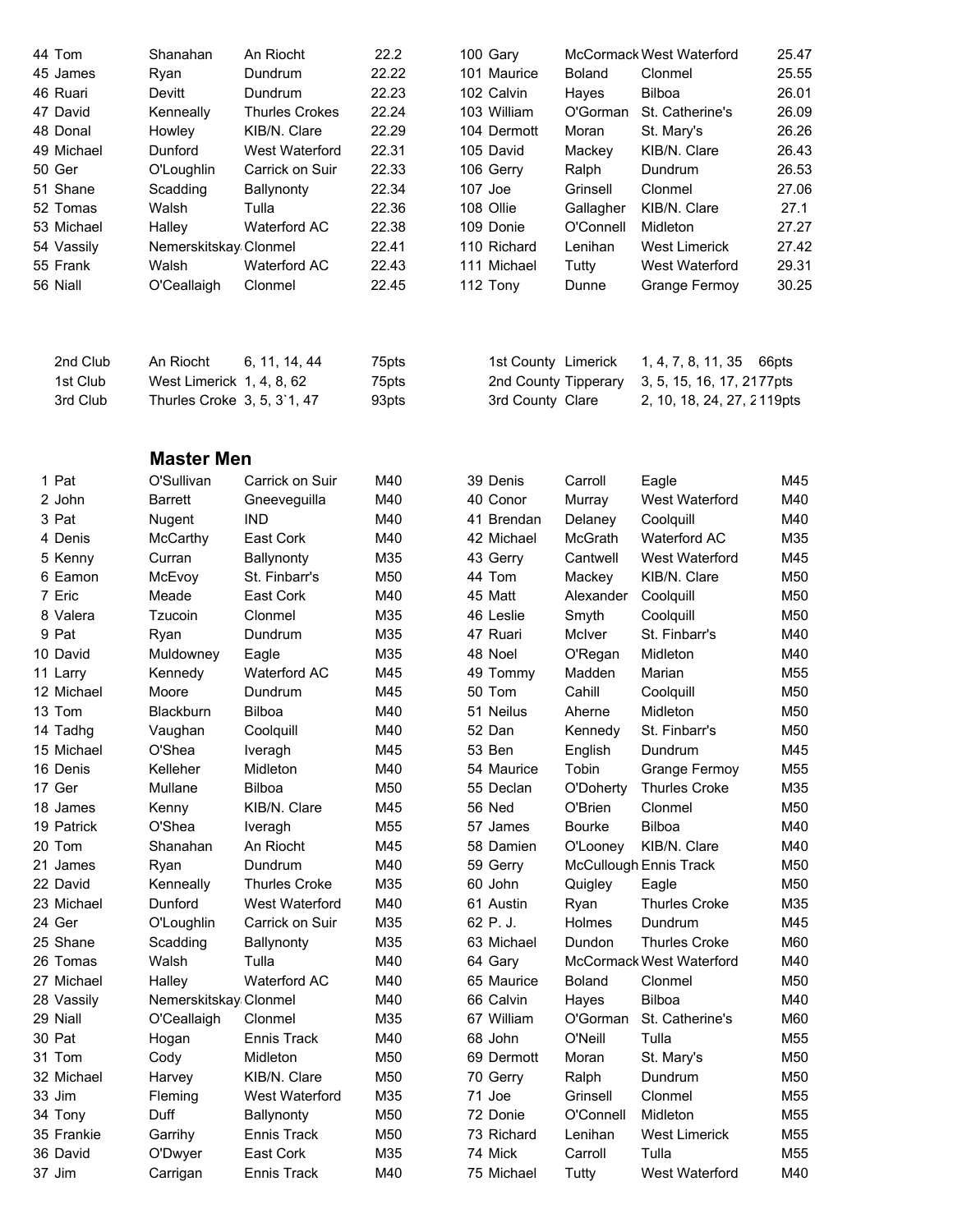| Pos | First | Surname | Club | Time |
|---|---|---|---|---|
| 44 | Tom | Shanahan | An Riocht | 22.2 |
| 45 | James | Ryan | Dundrum | 22.22 |
| 46 | Ruari | Devitt | Dundrum | 22.23 |
| 47 | David | Kenneally | Thurles Crokes | 22.24 |
| 48 | Donal | Howley | KIB/N. Clare | 22.29 |
| 49 | Michael | Dunford | West Waterford | 22.31 |
| 50 | Ger | O'Loughlin | Carrick on Suir | 22.33 |
| 51 | Shane | Scadding | Ballynonty | 22.34 |
| 52 | Tomas | Walsh | Tulla | 22.36 |
| 53 | Michael | Halley | Waterford AC | 22.38 |
| 54 | Vassily | Nemerskitskay | Clonmel | 22.41 |
| 55 | Frank | Walsh | Waterford AC | 22.43 |
| 56 | Niall | O'Ceallaigh | Clonmel | 22.45 |
| 100 | Gary | McCormack | West Waterford | 25.47 |
| 101 | Maurice | Boland | Clonmel | 25.55 |
| 102 | Calvin | Hayes | Bilboa | 26.01 |
| 103 | William | O'Gorman | St. Catherine's | 26.09 |
| 104 | Dermott | Moran | St. Mary's | 26.26 |
| 105 | David | Mackey | KIB/N. Clare | 26.43 |
| 106 | Gerry | Ralph | Dundrum | 26.53 |
| 107 | Joe | Grinsell | Clonmel | 27.06 |
| 108 | Ollie | Gallagher | KIB/N. Clare | 27.1 |
| 109 | Donie | O'Connell | Midleton | 27.27 |
| 110 | Richard | Lenihan | West Limerick | 27.42 |
| 111 | Michael | Tutty | West Waterford | 29.31 |
| 112 | Tony | Dunne | Grange Fermoy | 30.25 |

| Place | Club | Positions | Points |
|---|---|---|---|
| 2nd Club | An Riocht | 6, 11, 14, 44 | 75pts |
| 1st Club | West Limerick | 1, 4, 8, 62 | 75pts |
| 3rd Club | Thurles Croke | 3, 5, 3`1, 47 | 93pts |

| Place | County | Positions | Points |
|---|---|---|---|
| 1st County | Limerick | 1, 4, 7, 8, 11, 35 | 66pts |
| 2nd County | Tipperary | 3, 5, 15, 16, 17, 21 | 77pts |
| 3rd County | Clare | 2, 10, 18, 24, 27, 2 | 119pts |

## Master Men

| Pos | First | Surname | Club | Cat |
|---|---|---|---|---|
| 1 | Pat | O'Sullivan | Carrick on Suir | M40 |
| 2 | John | Barrett | Gneeveguilla | M40 |
| 3 | Pat | Nugent | IND | M40 |
| 4 | Denis | McCarthy | East Cork | M40 |
| 5 | Kenny | Curran | Ballynonty | M35 |
| 6 | Eamon | McEvoy | St. Finbarr's | M50 |
| 7 | Eric | Meade | East Cork | M40 |
| 8 | Valera | Tzucoin | Clonmel | M35 |
| 9 | Pat | Ryan | Dundrum | M35 |
| 10 | David | Muldowney | Eagle | M35 |
| 11 | Larry | Kennedy | Waterford AC | M45 |
| 12 | Michael | Moore | Dundrum | M45 |
| 13 | Tom | Blackburn | Bilboa | M40 |
| 14 | Tadhg | Vaughan | Coolquill | M40 |
| 15 | Michael | O'Shea | Iveragh | M45 |
| 16 | Denis | Kelleher | Midleton | M40 |
| 17 | Ger | Mullane | Bilboa | M50 |
| 18 | James | Kenny | KIB/N. Clare | M45 |
| 19 | Patrick | O'Shea | Iveragh | M55 |
| 20 | Tom | Shanahan | An Riocht | M45 |
| 21 | James | Ryan | Dundrum | M40 |
| 22 | David | Kenneally | Thurles Croke | M35 |
| 23 | Michael | Dunford | West Waterford | M40 |
| 24 | Ger | O'Loughlin | Carrick on Suir | M35 |
| 25 | Shane | Scadding | Ballynonty | M35 |
| 26 | Tomas | Walsh | Tulla | M40 |
| 27 | Michael | Halley | Waterford AC | M40 |
| 28 | Vassily | Nemerskitskay | Clonmel | M40 |
| 29 | Niall | O'Ceallaigh | Clonmel | M35 |
| 30 | Pat | Hogan | Ennis Track | M40 |
| 31 | Tom | Cody | Midleton | M50 |
| 32 | Michael | Harvey | KIB/N. Clare | M50 |
| 33 | Jim | Fleming | West Waterford | M35 |
| 34 | Tony | Duff | Ballynonty | M50 |
| 35 | Frankie | Garrihy | Ennis Track | M50 |
| 36 | David | O'Dwyer | East Cork | M35 |
| 37 | Jim | Carrigan | Ennis Track | M40 |
| 39 | Denis | Carroll | Eagle | M45 |
| 40 | Conor | Murray | West Waterford | M40 |
| 41 | Brendan | Delaney | Coolquill | M40 |
| 42 | Michael | McGrath | Waterford AC | M35 |
| 43 | Gerry | Cantwell | West Waterford | M45 |
| 44 | Tom | Mackey | KIB/N. Clare | M50 |
| 45 | Matt | Alexander | Coolquill | M50 |
| 46 | Leslie | Smyth | Coolquill | M50 |
| 47 | Ruari | McIver | St. Finbarr's | M40 |
| 48 | Noel | O'Regan | Midleton | M40 |
| 49 | Tommy | Madden | Marian | M55 |
| 50 | Tom | Cahill | Coolquill | M50 |
| 51 | Neilus | Aherne | Midleton | M50 |
| 52 | Dan | Kennedy | St. Finbarr's | M50 |
| 53 | Ben | English | Dundrum | M45 |
| 54 | Maurice | Tobin | Grange Fermoy | M55 |
| 55 | Declan | O'Doherty | Thurles Croke | M35 |
| 56 | Ned | O'Brien | Clonmel | M50 |
| 57 | James | Bourke | Bilboa | M40 |
| 58 | Damien | O'Looney | KIB/N. Clare | M40 |
| 59 | Gerry | McCullough | Ennis Track | M50 |
| 60 | John | Quigley | Eagle | M50 |
| 61 | Austin | Ryan | Thurles Croke | M35 |
| 62 | P. J. | Holmes | Dundrum | M45 |
| 63 | Michael | Dundon | Thurles Croke | M60 |
| 64 | Gary | McCormack | West Waterford | M40 |
| 65 | Maurice | Boland | Clonmel | M50 |
| 66 | Calvin | Hayes | Bilboa | M40 |
| 67 | William | O'Gorman | St. Catherine's | M60 |
| 68 | John | O'Neill | Tulla | M55 |
| 69 | Dermott | Moran | St. Mary's | M50 |
| 70 | Gerry | Ralph | Dundrum | M50 |
| 71 | Joe | Grinsell | Clonmel | M55 |
| 72 | Donie | O'Connell | Midleton | M55 |
| 73 | Richard | Lenihan | West Limerick | M55 |
| 74 | Mick | Carroll | Tulla | M55 |
| 75 | Michael | Tutty | West Waterford | M40 |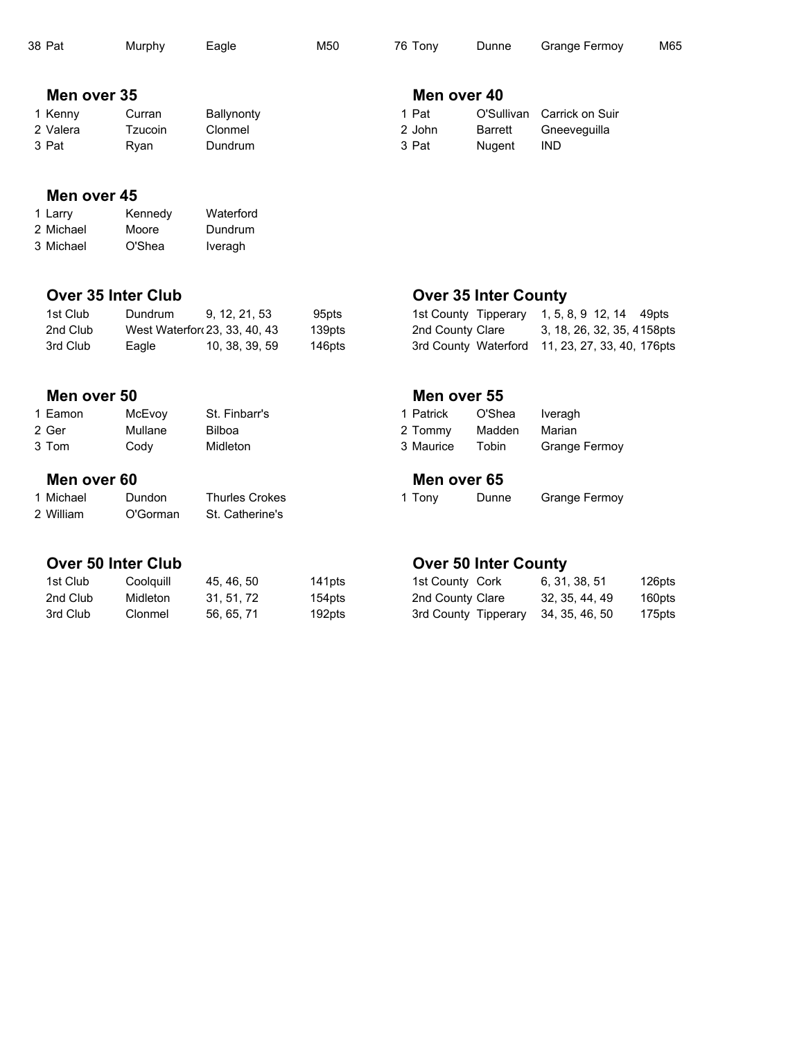| | | | | | | | | |
|---|---|---|---|---|---|---|---|---|
| 38 | Pat | Murphy | Eagle | M50 | 76 | Tony | Dunne | Grange Fermoy | M65 |

### Men over 35

| | | | |
|---|---|---|---|
| 1 | Kenny | Curran | Ballynonty |
| 2 | Valera | Tzucoin | Clonmel |
| 3 | Pat | Ryan | Dundrum |

### Men over 40

| | | | |
|---|---|---|---|
| 1 | Pat | O'Sullivan | Carrick on Suir |
| 2 | John | Barrett | Gneeveguilla |
| 3 | Pat | Nugent | IND |

### Men over 45

| | | | |
|---|---|---|---|
| 1 | Larry | Kennedy | Waterford |
| 2 | Michael | Moore | Dundrum |
| 3 | Michael | O'Shea | Iveragh |

### Over 35 Inter Club

| | | | |
|---|---|---|---|
| 1st Club | Dundrum | 9, 12, 21, 53 | 95pts |
| 2nd Club | West Waterford | 23, 33, 40, 43 | 139pts |
| 3rd Club | Eagle | 10, 38, 39, 59 | 146pts |

### Over 35 Inter County

| | | | |
|---|---|---|---|
| 1st County | Tipperary | 1, 5, 8, 9 12, 14 | 49pts |
| 2nd County | Clare | 3, 18, 26, 32, 35, 4 | 158pts |
| 3rd County | Waterford | 11, 23, 27, 33, 40, | 176pts |

### Men over 50

| | | | |
|---|---|---|---|
| 1 | Eamon | McEvoy | St. Finbarr's |
| 2 | Ger | Mullane | Bilboa |
| 3 | Tom | Cody | Midleton |

### Men over 55

| | | | |
|---|---|---|---|
| 1 | Patrick | O'Shea | Iveragh |
| 2 | Tommy | Madden | Marian |
| 3 | Maurice | Tobin | Grange Fermoy |

### Men over 60

| | | | |
|---|---|---|---|
| 1 | Michael | Dundon | Thurles Crokes |
| 2 | William | O'Gorman | St. Catherine's |

### Men over 65

| | | | |
|---|---|---|---|
| 1 | Tony | Dunne | Grange Fermoy |

### Over 50 Inter Club

| | | | |
|---|---|---|---|
| 1st Club | Coolquill | 45, 46, 50 | 141pts |
| 2nd Club | Midleton | 31, 51, 72 | 154pts |
| 3rd Club | Clonmel | 56, 65, 71 | 192pts |

### Over 50 Inter County

| | | | |
|---|---|---|---|
| 1st County | Cork | 6, 31, 38, 51 | 126pts |
| 2nd County | Clare | 32, 35, 44, 49 | 160pts |
| 3rd County | Tipperary | 34, 35, 46, 50 | 175pts |